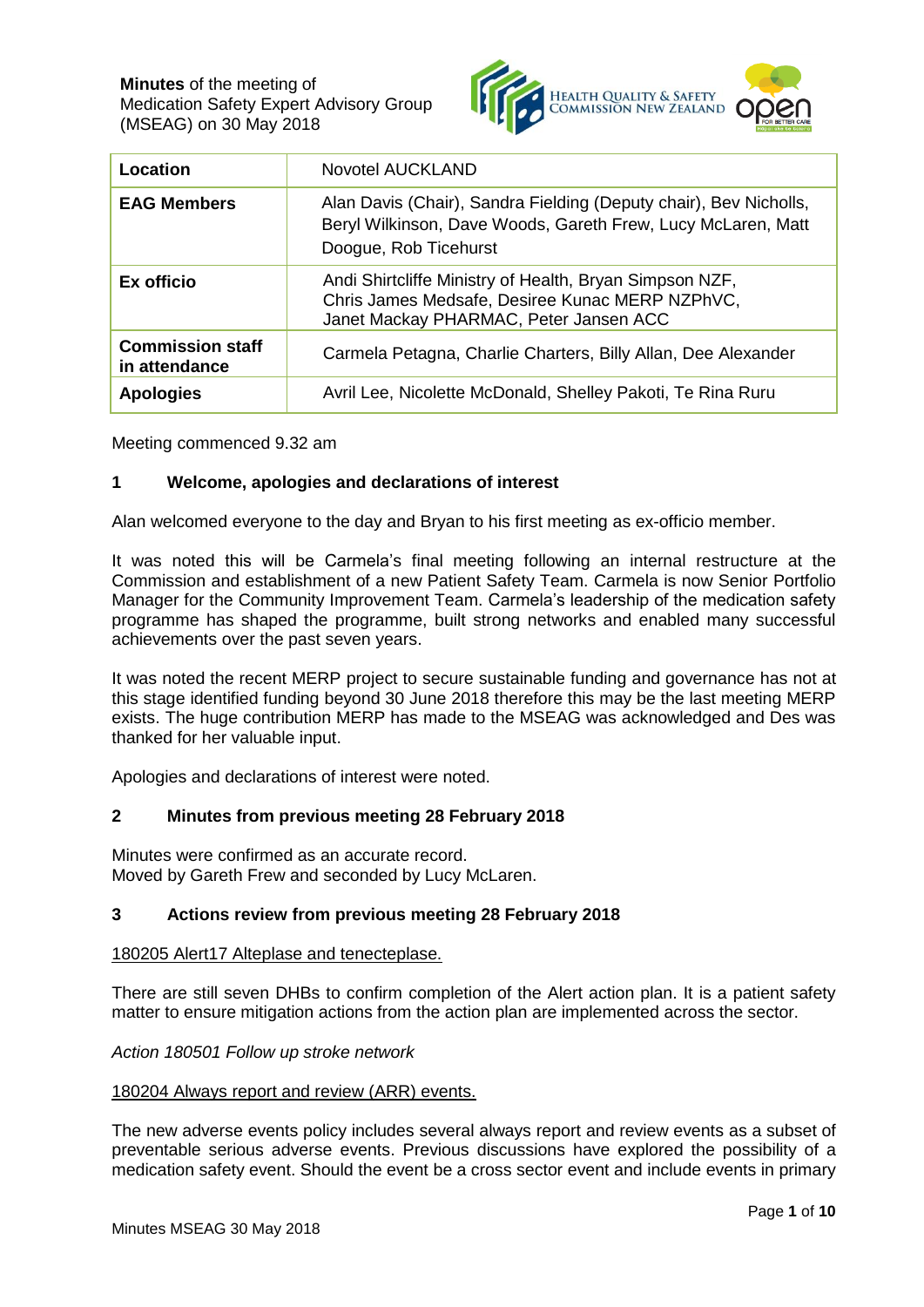**Minutes** of the meeting of
Medication Safety Expert Advisory Group
(MSEAG) on 30 May 2018

| Location | Novotel AUCKLAND |
|---|---|
| **EAG Members** | Alan Davis (Chair), Sandra Fielding (Deputy chair), Bev Nicholls, Beryl Wilkinson, Dave Woods, Gareth Frew, Lucy McLaren, Matt Doogue, Rob Ticehurst |
| **Ex officio** | Andi Shirtcliffe Ministry of Health, Bryan Simpson NZF, Chris James Medsafe, Desiree Kunac MERP NZPhVC, Janet Mackay PHARMAC, Peter Jansen ACC |
| **Commission staff in attendance** | Carmela Petagna, Charlie Charters, Billy Allan, Dee Alexander |
| **Apologies** | Avril Lee, Nicolette McDonald, Shelley Pakoti, Te Rina Ruru |

Meeting commenced 9.32 am

## 1 Welcome, apologies and declarations of interest

Alan welcomed everyone to the day and Bryan to his first meeting as ex-officio member.

It was noted this will be Carmela's final meeting following an internal restructure at the Commission and establishment of a new Patient Safety Team. Carmela is now Senior Portfolio Manager for the Community Improvement Team. Carmela's leadership of the medication safety programme has shaped the programme, built strong networks and enabled many successful achievements over the past seven years.

It was noted the recent MERP project to secure sustainable funding and governance has not at this stage identified funding beyond 30 June 2018 therefore this may be the last meeting MERP exists. The huge contribution MERP has made to the MSEAG was acknowledged and Des was thanked for her valuable input.

Apologies and declarations of interest were noted.

## 2 Minutes from previous meeting 28 February 2018

Minutes were confirmed as an accurate record.
Moved by Gareth Frew and seconded by Lucy McLaren.

## 3 Actions review from previous meeting 28 February 2018

180205 Alert17 Alteplase and tenecteplase.

There are still seven DHBs to confirm completion of the Alert action plan. It is a patient safety matter to ensure mitigation actions from the action plan are implemented across the sector.

*Action 180501 Follow up stroke network*

180204 Always report and review (ARR) events.

The new adverse events policy includes several always report and review events as a subset of preventable serious adverse events. Previous discussions have explored the possibility of a medication safety event. Should the event be a cross sector event and include events in primary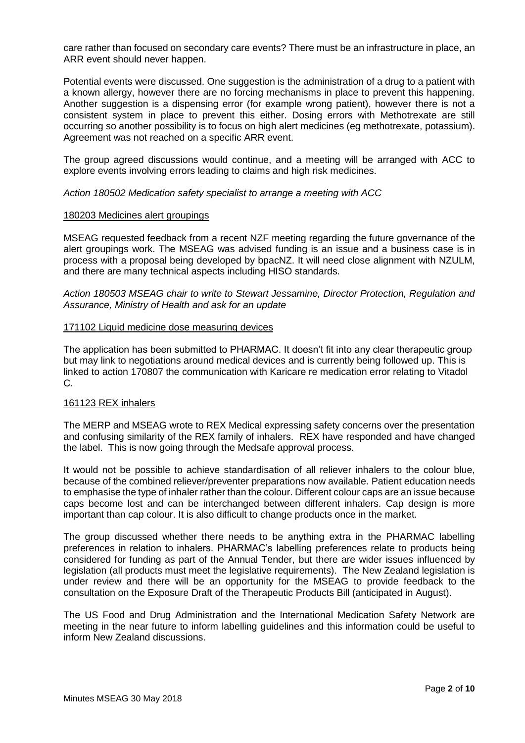care rather than focused on secondary care events? There must be an infrastructure in place, an ARR event should never happen.

Potential events were discussed. One suggestion is the administration of a drug to a patient with a known allergy, however there are no forcing mechanisms in place to prevent this happening. Another suggestion is a dispensing error (for example wrong patient), however there is not a consistent system in place to prevent this either. Dosing errors with Methotrexate are still occurring so another possibility is to focus on high alert medicines (eg methotrexate, potassium). Agreement was not reached on a specific ARR event.

The group agreed discussions would continue, and a meeting will be arranged with ACC to explore events involving errors leading to claims and high risk medicines.

*Action 180502 Medication safety specialist to arrange a meeting with ACC*

180203 Medicines alert groupings

MSEAG requested feedback from a recent NZF meeting regarding the future governance of the alert groupings work. The MSEAG was advised funding is an issue and a business case is in process with a proposal being developed by bpacNZ. It will need close alignment with NZULM, and there are many technical aspects including HISO standards.

*Action 180503 MSEAG chair to write to Stewart Jessamine, Director Protection, Regulation and Assurance, Ministry of Health and ask for an update*

171102 Liquid medicine dose measuring devices

The application has been submitted to PHARMAC. It doesn't fit into any clear therapeutic group but may link to negotiations around medical devices and is currently being followed up. This is linked to action 170807 the communication with Karicare re medication error relating to Vitadol C.

161123 REX inhalers

The MERP and MSEAG wrote to REX Medical expressing safety concerns over the presentation and confusing similarity of the REX family of inhalers. REX have responded and have changed the label. This is now going through the Medsafe approval process.

It would not be possible to achieve standardisation of all reliever inhalers to the colour blue, because of the combined reliever/preventer preparations now available. Patient education needs to emphasise the type of inhaler rather than the colour. Different colour caps are an issue because caps become lost and can be interchanged between different inhalers. Cap design is more important than cap colour. It is also difficult to change products once in the market.

The group discussed whether there needs to be anything extra in the PHARMAC labelling preferences in relation to inhalers. PHARMAC's labelling preferences relate to products being considered for funding as part of the Annual Tender, but there are wider issues influenced by legislation (all products must meet the legislative requirements). The New Zealand legislation is under review and there will be an opportunity for the MSEAG to provide feedback to the consultation on the Exposure Draft of the Therapeutic Products Bill (anticipated in August).

The US Food and Drug Administration and the International Medication Safety Network are meeting in the near future to inform labelling guidelines and this information could be useful to inform New Zealand discussions.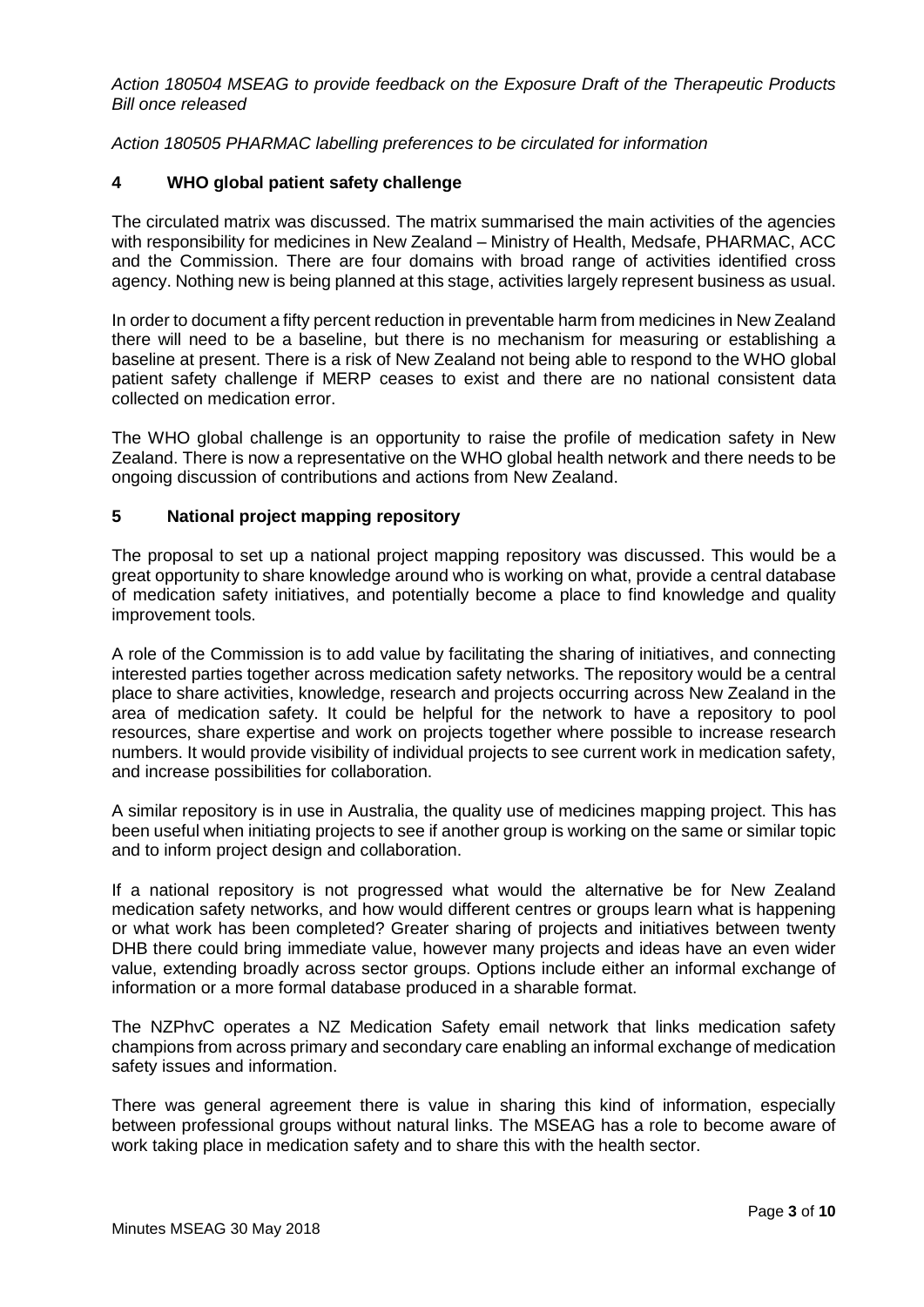*Action 180504 MSEAG to provide feedback on the Exposure Draft of the Therapeutic Products Bill once released*

*Action 180505 PHARMAC labelling preferences to be circulated for information*

## 4 WHO global patient safety challenge

The circulated matrix was discussed. The matrix summarised the main activities of the agencies with responsibility for medicines in New Zealand – Ministry of Health, Medsafe, PHARMAC, ACC and the Commission. There are four domains with broad range of activities identified cross agency. Nothing new is being planned at this stage, activities largely represent business as usual.

In order to document a fifty percent reduction in preventable harm from medicines in New Zealand there will need to be a baseline, but there is no mechanism for measuring or establishing a baseline at present. There is a risk of New Zealand not being able to respond to the WHO global patient safety challenge if MERP ceases to exist and there are no national consistent data collected on medication error.

The WHO global challenge is an opportunity to raise the profile of medication safety in New Zealand. There is now a representative on the WHO global health network and there needs to be ongoing discussion of contributions and actions from New Zealand.

## 5 National project mapping repository

The proposal to set up a national project mapping repository was discussed. This would be a great opportunity to share knowledge around who is working on what, provide a central database of medication safety initiatives, and potentially become a place to find knowledge and quality improvement tools.

A role of the Commission is to add value by facilitating the sharing of initiatives, and connecting interested parties together across medication safety networks. The repository would be a central place to share activities, knowledge, research and projects occurring across New Zealand in the area of medication safety. It could be helpful for the network to have a repository to pool resources, share expertise and work on projects together where possible to increase research numbers. It would provide visibility of individual projects to see current work in medication safety, and increase possibilities for collaboration.

A similar repository is in use in Australia, the quality use of medicines mapping project. This has been useful when initiating projects to see if another group is working on the same or similar topic and to inform project design and collaboration.

If a national repository is not progressed what would the alternative be for New Zealand medication safety networks, and how would different centres or groups learn what is happening or what work has been completed? Greater sharing of projects and initiatives between twenty DHB there could bring immediate value, however many projects and ideas have an even wider value, extending broadly across sector groups. Options include either an informal exchange of information or a more formal database produced in a sharable format.

The NZPhvC operates a NZ Medication Safety email network that links medication safety champions from across primary and secondary care enabling an informal exchange of medication safety issues and information.

There was general agreement there is value in sharing this kind of information, especially between professional groups without natural links. The MSEAG has a role to become aware of work taking place in medication safety and to share this with the health sector.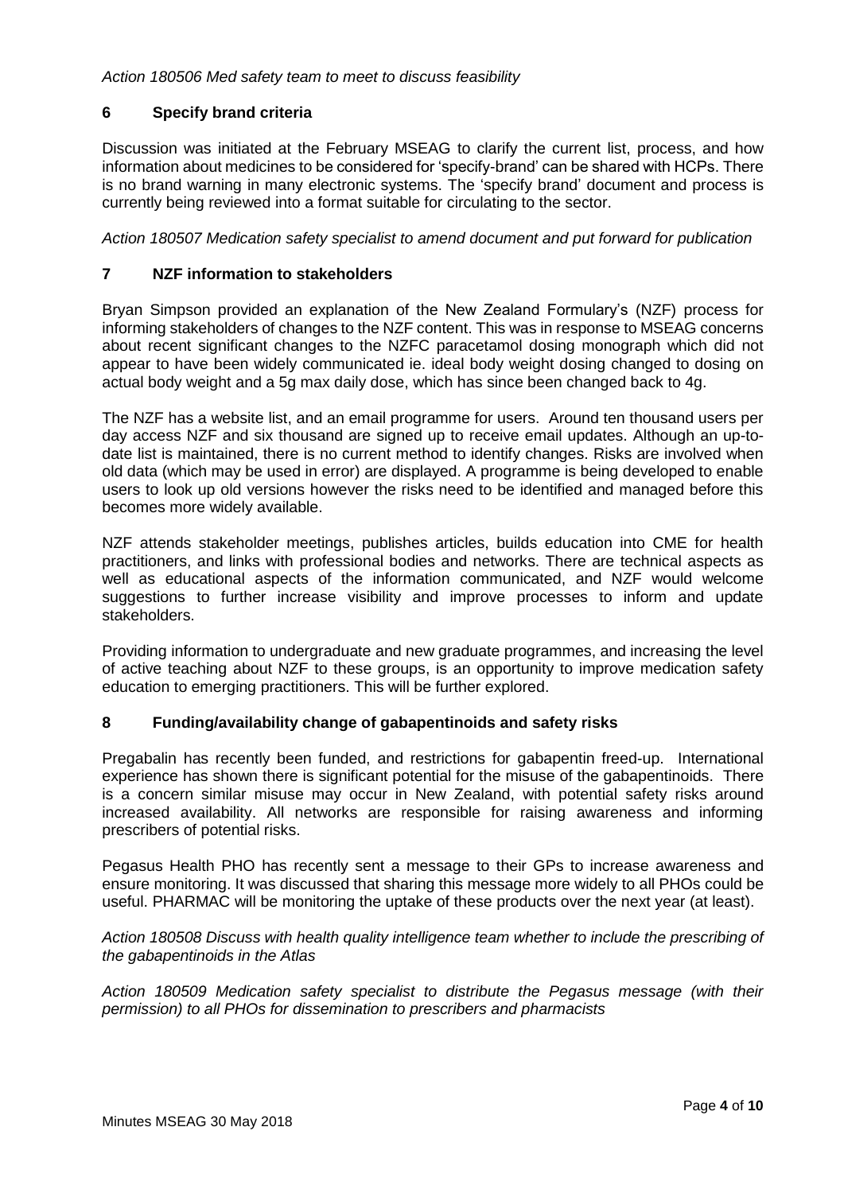*Action 180506 Med safety team to meet to discuss feasibility*

## 6 Specify brand criteria

Discussion was initiated at the February MSEAG to clarify the current list, process, and how information about medicines to be considered for 'specify-brand' can be shared with HCPs. There is no brand warning in many electronic systems. The 'specify brand' document and process is currently being reviewed into a format suitable for circulating to the sector.

*Action 180507 Medication safety specialist to amend document and put forward for publication*

## 7 NZF information to stakeholders

Bryan Simpson provided an explanation of the New Zealand Formulary's (NZF) process for informing stakeholders of changes to the NZF content. This was in response to MSEAG concerns about recent significant changes to the NZFC paracetamol dosing monograph which did not appear to have been widely communicated ie. ideal body weight dosing changed to dosing on actual body weight and a 5g max daily dose, which has since been changed back to 4g.

The NZF has a website list, and an email programme for users. Around ten thousand users per day access NZF and six thousand are signed up to receive email updates. Although an up-to-date list is maintained, there is no current method to identify changes. Risks are involved when old data (which may be used in error) are displayed. A programme is being developed to enable users to look up old versions however the risks need to be identified and managed before this becomes more widely available.

NZF attends stakeholder meetings, publishes articles, builds education into CME for health practitioners, and links with professional bodies and networks. There are technical aspects as well as educational aspects of the information communicated, and NZF would welcome suggestions to further increase visibility and improve processes to inform and update stakeholders.

Providing information to undergraduate and new graduate programmes, and increasing the level of active teaching about NZF to these groups, is an opportunity to improve medication safety education to emerging practitioners. This will be further explored.

## 8 Funding/availability change of gabapentinoids and safety risks

Pregabalin has recently been funded, and restrictions for gabapentin freed-up. International experience has shown there is significant potential for the misuse of the gabapentinoids. There is a concern similar misuse may occur in New Zealand, with potential safety risks around increased availability. All networks are responsible for raising awareness and informing prescribers of potential risks.

Pegasus Health PHO has recently sent a message to their GPs to increase awareness and ensure monitoring. It was discussed that sharing this message more widely to all PHOs could be useful. PHARMAC will be monitoring the uptake of these products over the next year (at least).

*Action 180508 Discuss with health quality intelligence team whether to include the prescribing of the gabapentinoids in the Atlas*

*Action 180509 Medication safety specialist to distribute the Pegasus message (with their permission) to all PHOs for dissemination to prescribers and pharmacists*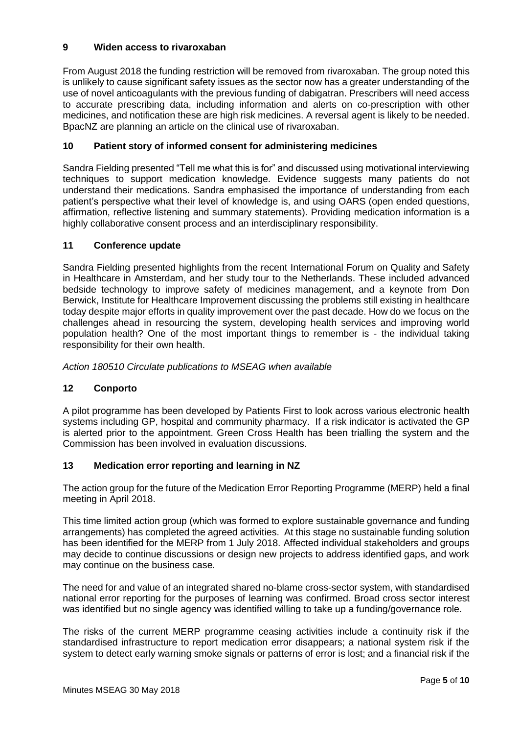## 9 Widen access to rivaroxaban

From August 2018 the funding restriction will be removed from rivaroxaban. The group noted this is unlikely to cause significant safety issues as the sector now has a greater understanding of the use of novel anticoagulants with the previous funding of dabigatran. Prescribers will need access to accurate prescribing data, including information and alerts on co-prescription with other medicines, and notification these are high risk medicines. A reversal agent is likely to be needed. BpacNZ are planning an article on the clinical use of rivaroxaban.

## 10 Patient story of informed consent for administering medicines

Sandra Fielding presented "Tell me what this is for" and discussed using motivational interviewing techniques to support medication knowledge. Evidence suggests many patients do not understand their medications. Sandra emphasised the importance of understanding from each patient's perspective what their level of knowledge is, and using OARS (open ended questions, affirmation, reflective listening and summary statements). Providing medication information is a highly collaborative consent process and an interdisciplinary responsibility.

## 11 Conference update

Sandra Fielding presented highlights from the recent International Forum on Quality and Safety in Healthcare in Amsterdam, and her study tour to the Netherlands. These included advanced bedside technology to improve safety of medicines management, and a keynote from Don Berwick, Institute for Healthcare Improvement discussing the problems still existing in healthcare today despite major efforts in quality improvement over the past decade. How do we focus on the challenges ahead in resourcing the system, developing health services and improving world population health? One of the most important things to remember is - the individual taking responsibility for their own health.

*Action 180510 Circulate publications to MSEAG when available*

## 12 Conporto

A pilot programme has been developed by Patients First to look across various electronic health systems including GP, hospital and community pharmacy. If a risk indicator is activated the GP is alerted prior to the appointment. Green Cross Health has been trialling the system and the Commission has been involved in evaluation discussions.

## 13 Medication error reporting and learning in NZ

The action group for the future of the Medication Error Reporting Programme (MERP) held a final meeting in April 2018.

This time limited action group (which was formed to explore sustainable governance and funding arrangements) has completed the agreed activities. At this stage no sustainable funding solution has been identified for the MERP from 1 July 2018. Affected individual stakeholders and groups may decide to continue discussions or design new projects to address identified gaps, and work may continue on the business case.

The need for and value of an integrated shared no-blame cross-sector system, with standardised national error reporting for the purposes of learning was confirmed. Broad cross sector interest was identified but no single agency was identified willing to take up a funding/governance role.

The risks of the current MERP programme ceasing activities include a continuity risk if the standardised infrastructure to report medication error disappears; a national system risk if the system to detect early warning smoke signals or patterns of error is lost; and a financial risk if the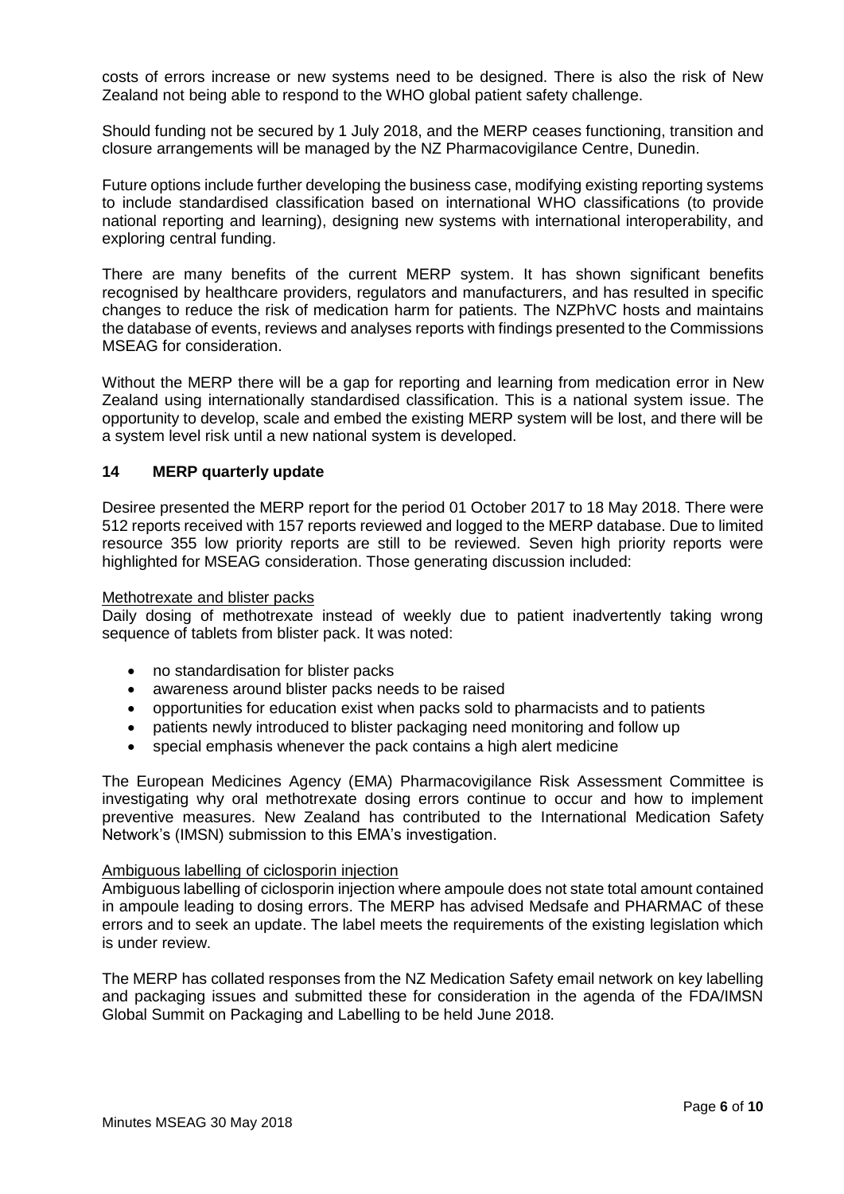costs of errors increase or new systems need to be designed. There is also the risk of New Zealand not being able to respond to the WHO global patient safety challenge.

Should funding not be secured by 1 July 2018, and the MERP ceases functioning, transition and closure arrangements will be managed by the NZ Pharmacovigilance Centre, Dunedin.

Future options include further developing the business case, modifying existing reporting systems to include standardised classification based on international WHO classifications (to provide national reporting and learning), designing new systems with international interoperability, and exploring central funding.

There are many benefits of the current MERP system. It has shown significant benefits recognised by healthcare providers, regulators and manufacturers, and has resulted in specific changes to reduce the risk of medication harm for patients. The NZPhVC hosts and maintains the database of events, reviews and analyses reports with findings presented to the Commissions MSEAG for consideration.

Without the MERP there will be a gap for reporting and learning from medication error in New Zealand using internationally standardised classification. This is a national system issue. The opportunity to develop, scale and embed the existing MERP system will be lost, and there will be a system level risk until a new national system is developed.

## 14 MERP quarterly update

Desiree presented the MERP report for the period 01 October 2017 to 18 May 2018. There were 512 reports received with 157 reports reviewed and logged to the MERP database. Due to limited resource 355 low priority reports are still to be reviewed. Seven high priority reports were highlighted for MSEAG consideration. Those generating discussion included:

Methotrexate and blister packs

Daily dosing of methotrexate instead of weekly due to patient inadvertently taking wrong sequence of tablets from blister pack. It was noted:

- no standardisation for blister packs
- awareness around blister packs needs to be raised
- opportunities for education exist when packs sold to pharmacists and to patients
- patients newly introduced to blister packaging need monitoring and follow up
- special emphasis whenever the pack contains a high alert medicine

The European Medicines Agency (EMA) Pharmacovigilance Risk Assessment Committee is investigating why oral methotrexate dosing errors continue to occur and how to implement preventive measures. New Zealand has contributed to the International Medication Safety Network's (IMSN) submission to this EMA's investigation.

Ambiguous labelling of ciclosporin injection

Ambiguous labelling of ciclosporin injection where ampoule does not state total amount contained in ampoule leading to dosing errors. The MERP has advised Medsafe and PHARMAC of these errors and to seek an update. The label meets the requirements of the existing legislation which is under review.

The MERP has collated responses from the NZ Medication Safety email network on key labelling and packaging issues and submitted these for consideration in the agenda of the FDA/IMSN Global Summit on Packaging and Labelling to be held June 2018.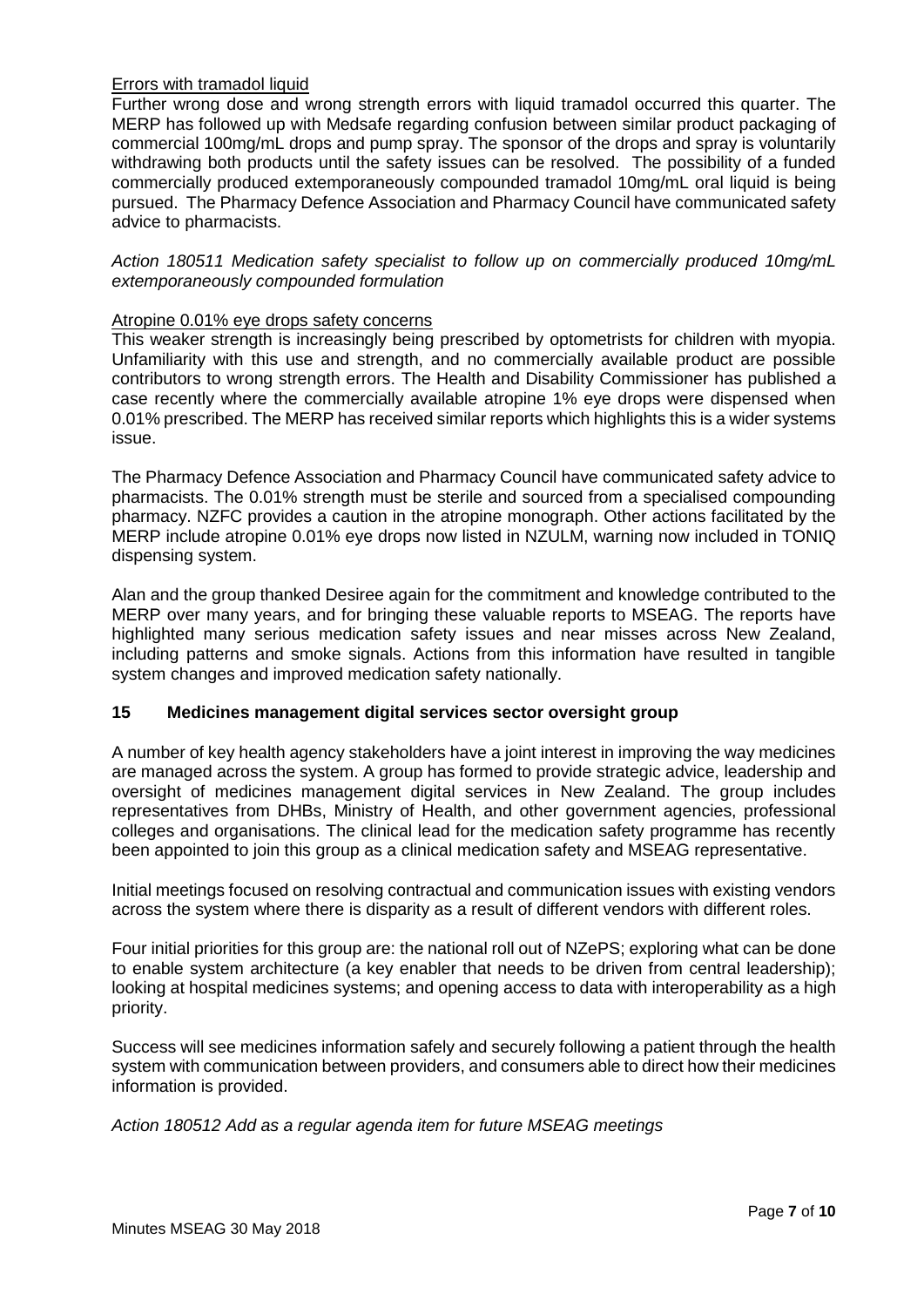Errors with tramadol liquid

Further wrong dose and wrong strength errors with liquid tramadol occurred this quarter. The MERP has followed up with Medsafe regarding confusion between similar product packaging of commercial 100mg/mL drops and pump spray. The sponsor of the drops and spray is voluntarily withdrawing both products until the safety issues can be resolved. The possibility of a funded commercially produced extemporaneously compounded tramadol 10mg/mL oral liquid is being pursued. The Pharmacy Defence Association and Pharmacy Council have communicated safety advice to pharmacists.

*Action 180511 Medication safety specialist to follow up on commercially produced 10mg/mL extemporaneously compounded formulation*

Atropine 0.01% eye drops safety concerns

This weaker strength is increasingly being prescribed by optometrists for children with myopia. Unfamiliarity with this use and strength, and no commercially available product are possible contributors to wrong strength errors. The Health and Disability Commissioner has published a case recently where the commercially available atropine 1% eye drops were dispensed when 0.01% prescribed. The MERP has received similar reports which highlights this is a wider systems issue.

The Pharmacy Defence Association and Pharmacy Council have communicated safety advice to pharmacists. The 0.01% strength must be sterile and sourced from a specialised compounding pharmacy. NZFC provides a caution in the atropine monograph. Other actions facilitated by the MERP include atropine 0.01% eye drops now listed in NZULM, warning now included in TONIQ dispensing system.

Alan and the group thanked Desiree again for the commitment and knowledge contributed to the MERP over many years, and for bringing these valuable reports to MSEAG. The reports have highlighted many serious medication safety issues and near misses across New Zealand, including patterns and smoke signals. Actions from this information have resulted in tangible system changes and improved medication safety nationally.

## 15 Medicines management digital services sector oversight group

A number of key health agency stakeholders have a joint interest in improving the way medicines are managed across the system. A group has formed to provide strategic advice, leadership and oversight of medicines management digital services in New Zealand. The group includes representatives from DHBs, Ministry of Health, and other government agencies, professional colleges and organisations. The clinical lead for the medication safety programme has recently been appointed to join this group as a clinical medication safety and MSEAG representative.

Initial meetings focused on resolving contractual and communication issues with existing vendors across the system where there is disparity as a result of different vendors with different roles.

Four initial priorities for this group are: the national roll out of NZePS; exploring what can be done to enable system architecture (a key enabler that needs to be driven from central leadership); looking at hospital medicines systems; and opening access to data with interoperability as a high priority.

Success will see medicines information safely and securely following a patient through the health system with communication between providers, and consumers able to direct how their medicines information is provided.

*Action 180512 Add as a regular agenda item for future MSEAG meetings*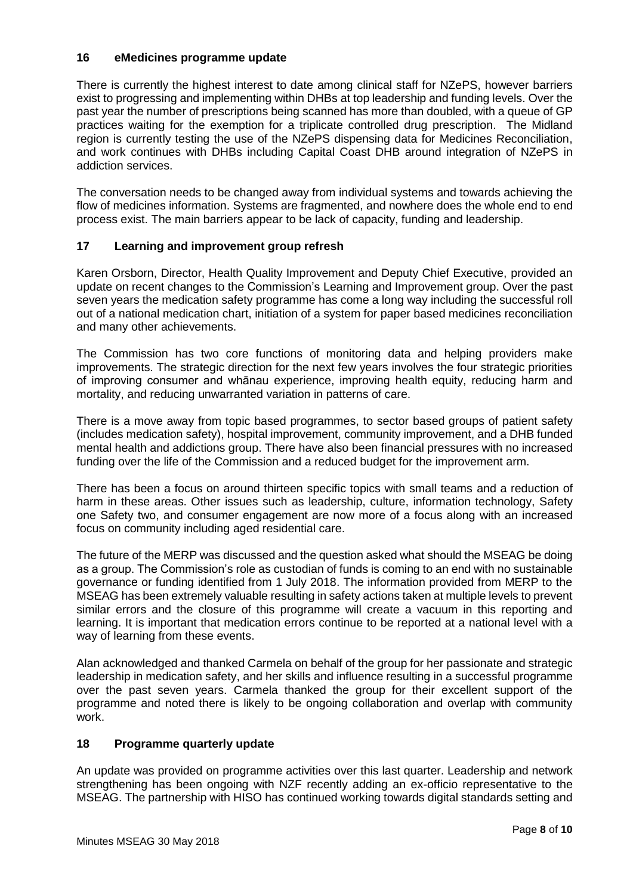## 16 eMedicines programme update

There is currently the highest interest to date among clinical staff for NZePS, however barriers exist to progressing and implementing within DHBs at top leadership and funding levels. Over the past year the number of prescriptions being scanned has more than doubled, with a queue of GP practices waiting for the exemption for a triplicate controlled drug prescription. The Midland region is currently testing the use of the NZePS dispensing data for Medicines Reconciliation, and work continues with DHBs including Capital Coast DHB around integration of NZePS in addiction services.

The conversation needs to be changed away from individual systems and towards achieving the flow of medicines information. Systems are fragmented, and nowhere does the whole end to end process exist. The main barriers appear to be lack of capacity, funding and leadership.

## 17 Learning and improvement group refresh

Karen Orsborn, Director, Health Quality Improvement and Deputy Chief Executive, provided an update on recent changes to the Commission's Learning and Improvement group. Over the past seven years the medication safety programme has come a long way including the successful roll out of a national medication chart, initiation of a system for paper based medicines reconciliation and many other achievements.

The Commission has two core functions of monitoring data and helping providers make improvements. The strategic direction for the next few years involves the four strategic priorities of improving consumer and whānau experience, improving health equity, reducing harm and mortality, and reducing unwarranted variation in patterns of care.

There is a move away from topic based programmes, to sector based groups of patient safety (includes medication safety), hospital improvement, community improvement, and a DHB funded mental health and addictions group. There have also been financial pressures with no increased funding over the life of the Commission and a reduced budget for the improvement arm.

There has been a focus on around thirteen specific topics with small teams and a reduction of harm in these areas. Other issues such as leadership, culture, information technology, Safety one Safety two, and consumer engagement are now more of a focus along with an increased focus on community including aged residential care.

The future of the MERP was discussed and the question asked what should the MSEAG be doing as a group. The Commission's role as custodian of funds is coming to an end with no sustainable governance or funding identified from 1 July 2018. The information provided from MERP to the MSEAG has been extremely valuable resulting in safety actions taken at multiple levels to prevent similar errors and the closure of this programme will create a vacuum in this reporting and learning. It is important that medication errors continue to be reported at a national level with a way of learning from these events.

Alan acknowledged and thanked Carmela on behalf of the group for her passionate and strategic leadership in medication safety, and her skills and influence resulting in a successful programme over the past seven years. Carmela thanked the group for their excellent support of the programme and noted there is likely to be ongoing collaboration and overlap with community work.

## 18 Programme quarterly update

An update was provided on programme activities over this last quarter. Leadership and network strengthening has been ongoing with NZF recently adding an ex-officio representative to the MSEAG. The partnership with HISO has continued working towards digital standards setting and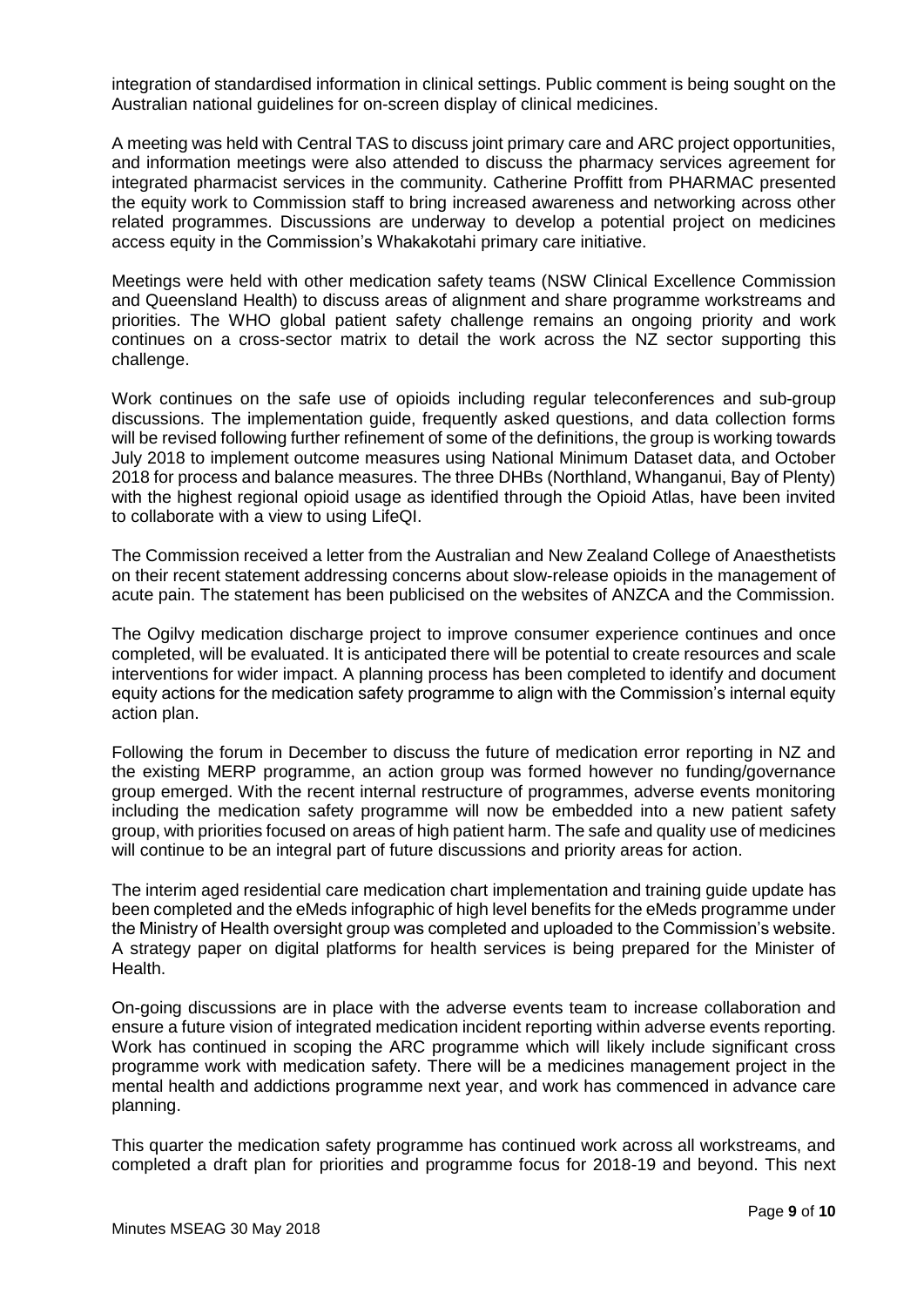integration of standardised information in clinical settings. Public comment is being sought on the Australian national guidelines for on-screen display of clinical medicines.

A meeting was held with Central TAS to discuss joint primary care and ARC project opportunities, and information meetings were also attended to discuss the pharmacy services agreement for integrated pharmacist services in the community. Catherine Proffitt from PHARMAC presented the equity work to Commission staff to bring increased awareness and networking across other related programmes. Discussions are underway to develop a potential project on medicines access equity in the Commission's Whakakotahi primary care initiative.

Meetings were held with other medication safety teams (NSW Clinical Excellence Commission and Queensland Health) to discuss areas of alignment and share programme workstreams and priorities. The WHO global patient safety challenge remains an ongoing priority and work continues on a cross-sector matrix to detail the work across the NZ sector supporting this challenge.

Work continues on the safe use of opioids including regular teleconferences and sub-group discussions. The implementation guide, frequently asked questions, and data collection forms will be revised following further refinement of some of the definitions, the group is working towards July 2018 to implement outcome measures using National Minimum Dataset data, and October 2018 for process and balance measures. The three DHBs (Northland, Whanganui, Bay of Plenty) with the highest regional opioid usage as identified through the Opioid Atlas, have been invited to collaborate with a view to using LifeQI.

The Commission received a letter from the Australian and New Zealand College of Anaesthetists on their recent statement addressing concerns about slow-release opioids in the management of acute pain. The statement has been publicised on the websites of ANZCA and the Commission.

The Ogilvy medication discharge project to improve consumer experience continues and once completed, will be evaluated. It is anticipated there will be potential to create resources and scale interventions for wider impact. A planning process has been completed to identify and document equity actions for the medication safety programme to align with the Commission's internal equity action plan.

Following the forum in December to discuss the future of medication error reporting in NZ and the existing MERP programme, an action group was formed however no funding/governance group emerged. With the recent internal restructure of programmes, adverse events monitoring including the medication safety programme will now be embedded into a new patient safety group, with priorities focused on areas of high patient harm. The safe and quality use of medicines will continue to be an integral part of future discussions and priority areas for action.

The interim aged residential care medication chart implementation and training guide update has been completed and the eMeds infographic of high level benefits for the eMeds programme under the Ministry of Health oversight group was completed and uploaded to the Commission's website. A strategy paper on digital platforms for health services is being prepared for the Minister of Health.

On-going discussions are in place with the adverse events team to increase collaboration and ensure a future vision of integrated medication incident reporting within adverse events reporting. Work has continued in scoping the ARC programme which will likely include significant cross programme work with medication safety. There will be a medicines management project in the mental health and addictions programme next year, and work has commenced in advance care planning.

This quarter the medication safety programme has continued work across all workstreams, and completed a draft plan for priorities and programme focus for 2018-19 and beyond. This next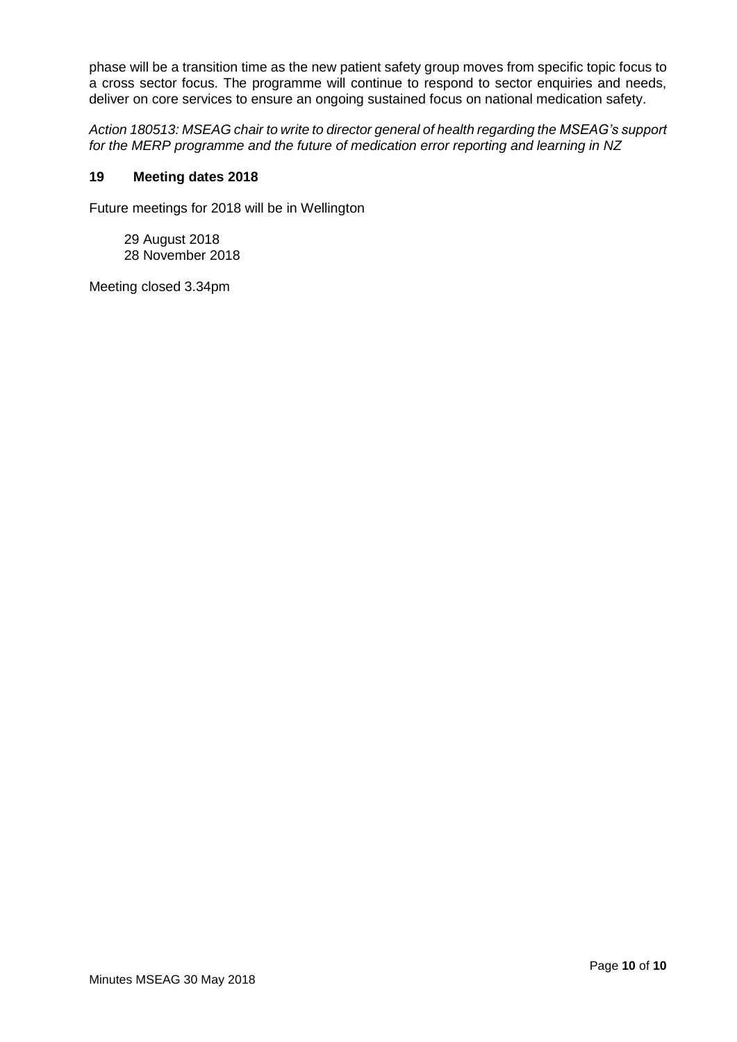phase will be a transition time as the new patient safety group moves from specific topic focus to a cross sector focus. The programme will continue to respond to sector enquiries and needs, deliver on core services to ensure an ongoing sustained focus on national medication safety.

*Action 180513: MSEAG chair to write to director general of health regarding the MSEAG's support for the MERP programme and the future of medication error reporting and learning in NZ*

## 19 Meeting dates 2018

Future meetings for 2018 will be in Wellington

29 August 2018
28 November 2018

Meeting closed 3.34pm